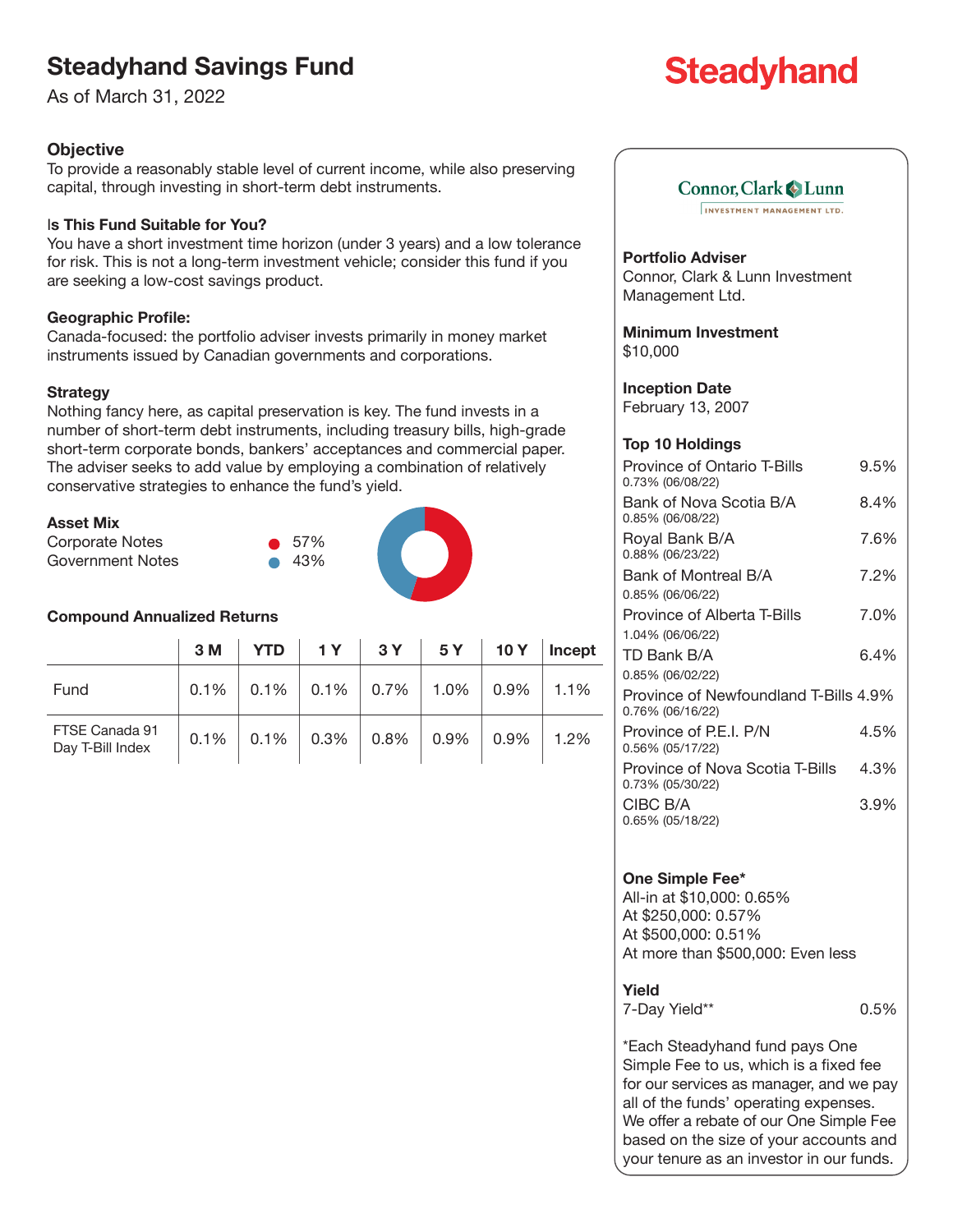# Steadyhand Savings Fund

As of March 31, 2022

Steadyhand

### Objective

To provide a reasonably stable level of current income, while also preserving capital, through investing in short-term debt instruments.

### Is This Fund Suitable for You?

You have a short investment time horizon (under 3 years) and a low tolerance for risk. This is not a long-term investment vehicle; consider this fund if you are seeking a low-cost savings product.

### Geographic Profile:

Canada-focused: the portfolio adviser invests primarily in money market instruments issued by Canadian governments and corporations.

### Strategy

Nothing fancy here, as capital preservation is key. The fund invests in a number of short-term debt instruments, including treasury bills, high-grade short-term corporate bonds, bankers' acceptances and commercial paper. The adviser seeks to add value by employing a combination of relatively conservative strategies to enhance the fund's yield.

### Asset Mix

| | |
|---|---|
| Corporate Notes | 57% |
| Government Notes | 43% |

### Compound Annualized Returns

| | 3 M | YTD | 1 Y | 3 Y | 5 Y | 10 Y | Incept |
|---|---|---|---|---|---|---|---|
| Fund | 0.1% | 0.1% | 0.1% | 0.7% | 1.0% | 0.9% | 1.1% |
| FTSE Canada 91 Day T-Bill Index | 0.1% | 0.1% | 0.3% | 0.8% | 0.9% | 0.9% | 1.2% |

Connor, Clark & Lunn Investment Management Ltd.

### Portfolio Adviser

Connor, Clark & Lunn Investment Management Ltd.

### Minimum Investment

$10,000

### Inception Date

February 13, 2007

### Top 10 Holdings

| Holding | % |
|---|---|
| Province of Ontario T-Bills 0.73% (06/08/22) | 9.5% |
| Bank of Nova Scotia B/A 0.85% (06/08/22) | 8.4% |
| Royal Bank B/A 0.88% (06/23/22) | 7.6% |
| Bank of Montreal B/A 0.85% (06/06/22) | 7.2% |
| Province of Alberta T-Bills 1.04% (06/06/22) | 7.0% |
| TD Bank B/A 0.85% (06/02/22) | 6.4% |
| Province of Newfoundland T-Bills 0.76% (06/16/22) | 4.9% |
| Province of P.E.I. P/N 0.56% (05/17/22) | 4.5% |
| Province of Nova Scotia T-Bills 0.73% (05/30/22) | 4.3% |
| CIBC B/A 0.65% (05/18/22) | 3.9% |

### One Simple Fee*

All-in at $10,000: 0.65%
At $250,000: 0.57%
At $500,000: 0.51%
At more than $500,000: Even less

### Yield

7-Day Yield** 0.5%

*Each Steadyhand fund pays One Simple Fee to us, which is a fixed fee for our services as manager, and we pay all of the funds' operating expenses. We offer a rebate of our One Simple Fee based on the size of your accounts and your tenure as an investor in our funds.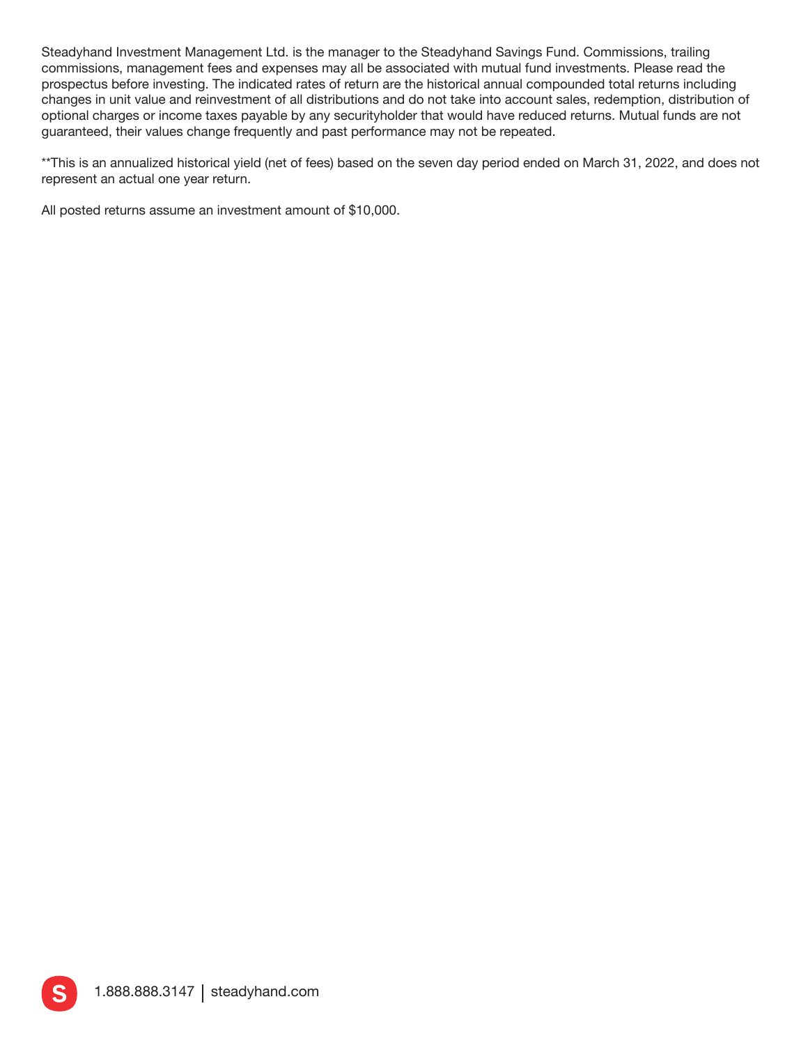Steadyhand Investment Management Ltd. is the manager to the Steadyhand Savings Fund. Commissions, trailing commissions, management fees and expenses may all be associated with mutual fund investments. Please read the prospectus before investing. The indicated rates of return are the historical annual compounded total returns including changes in unit value and reinvestment of all distributions and do not take into account sales, redemption, distribution of optional charges or income taxes payable by any securityholder that would have reduced returns. Mutual funds are not guaranteed, their values change frequently and past performance may not be repeated.

**This is an annualized historical yield (net of fees) based on the seven day period ended on March 31, 2022, and does not represent an actual one year return.

All posted returns assume an investment amount of $10,000.

1.888.888.3147 | steadyhand.com